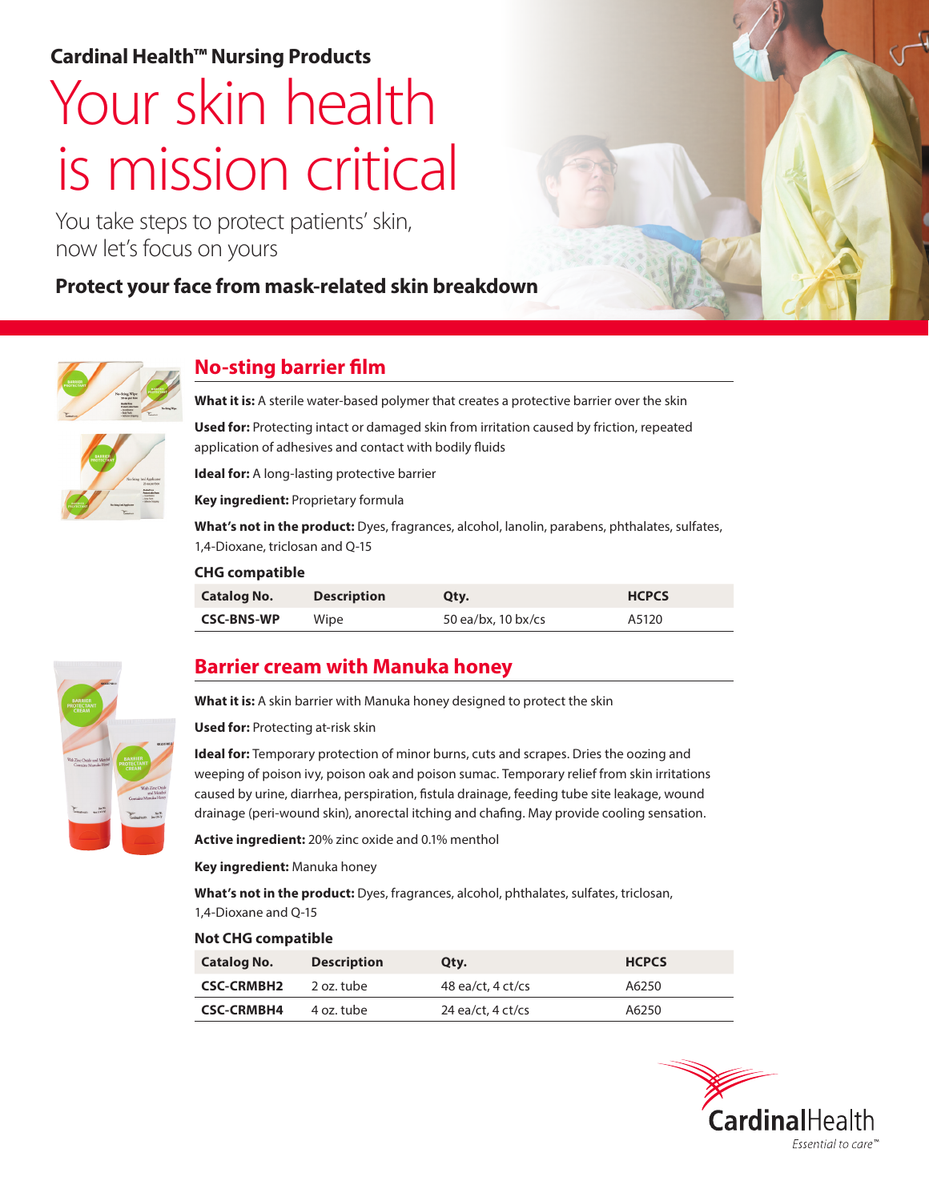**Cardinal Health™ Nursing Products**

# Your skin health is mission critical

You take steps to protect patients' skin, now let's focus on yours

**Protect your face from mask-related skin breakdown**

## No-sting barrier film

**What it is:** A sterile water-based polymer that creates a protective barrier over the skin

**Used for:** Protecting intact or damaged skin from irritation caused by friction, repeated application of adhesives and contact with bodily fluids

**Ideal for:** A long-lasting protective barrier

**Key ingredient:** Proprietary formula

**What's not in the product:** Dyes, fragrances, alcohol, lanolin, parabens, phthalates, sulfates, 1,4-Dioxane, triclosan and Q-15

**CHG compatible**

| Catalog No. | Description | Qty. | HCPCS |
|---|---|---|---|
| **CSC-BNS-WP** | Wipe | 50 ea/bx, 10 bx/cs | A5120 |

## Barrier cream with Manuka honey

**What it is:** A skin barrier with Manuka honey designed to protect the skin

**Used for:** Protecting at-risk skin

**Ideal for:** Temporary protection of minor burns, cuts and scrapes. Dries the oozing and weeping of poison ivy, poison oak and poison sumac. Temporary relief from skin irritations caused by urine, diarrhea, perspiration, fistula drainage, feeding tube site leakage, wound drainage (peri-wound skin), anorectal itching and chafing. May provide cooling sensation.

**Active ingredient:** 20% zinc oxide and 0.1% menthol

**Key ingredient:** Manuka honey

**What's not in the product:** Dyes, fragrances, alcohol, phthalates, sulfates, triclosan, 1,4-Dioxane and Q-15

**Not CHG compatible**

| Catalog No. | Description | Qty. | HCPCS |
|---|---|---|---|
| **CSC-CRMBH2** | 2 oz. tube | 48 ea/ct, 4 ct/cs | A6250 |
| **CSC-CRMBH4** | 4 oz. tube | 24 ea/ct, 4 ct/cs | A6250 |

CardinalHealth
*Essential to care™*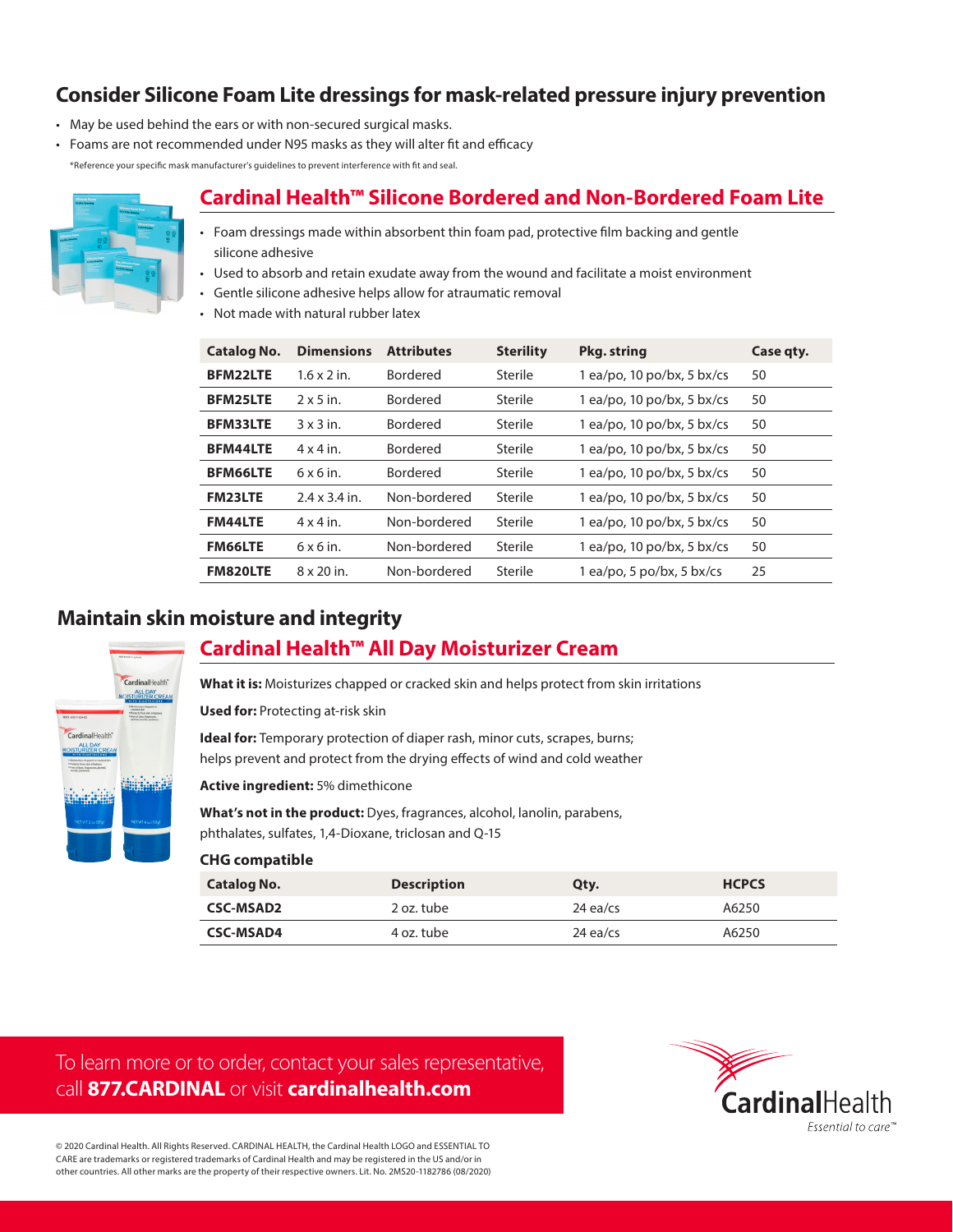## Consider Silicone Foam Lite dressings for mask-related pressure injury prevention

- May be used behind the ears or with non-secured surgical masks.
- Foams are not recommended under N95 masks as they will alter fit and efficacy

*Reference your specific mask manufacturer's guidelines to prevent interference with fit and seal.

### Cardinal Health™ Silicone Bordered and Non-Bordered Foam Lite

- Foam dressings made within absorbent thin foam pad, protective film backing and gentle silicone adhesive
- Used to absorb and retain exudate away from the wound and facilitate a moist environment
- Gentle silicone adhesive helps allow for atraumatic removal
- Not made with natural rubber latex

| Catalog No. | Dimensions | Attributes | Sterility | Pkg. string | Case qty. |
|---|---|---|---|---|---|
| **BFM22LTE** | 1.6 x 2 in. | Bordered | Sterile | 1 ea/po, 10 po/bx, 5 bx/cs | 50 |
| **BFM25LTE** | 2 x 5 in. | Bordered | Sterile | 1 ea/po, 10 po/bx, 5 bx/cs | 50 |
| **BFM33LTE** | 3 x 3 in. | Bordered | Sterile | 1 ea/po, 10 po/bx, 5 bx/cs | 50 |
| **BFM44LTE** | 4 x 4 in. | Bordered | Sterile | 1 ea/po, 10 po/bx, 5 bx/cs | 50 |
| **BFM66LTE** | 6 x 6 in. | Bordered | Sterile | 1 ea/po, 10 po/bx, 5 bx/cs | 50 |
| **FM23LTE** | 2.4 x 3.4 in. | Non-bordered | Sterile | 1 ea/po, 10 po/bx, 5 bx/cs | 50 |
| **FM44LTE** | 4 x 4 in. | Non-bordered | Sterile | 1 ea/po, 10 po/bx, 5 bx/cs | 50 |
| **FM66LTE** | 6 x 6 in. | Non-bordered | Sterile | 1 ea/po, 10 po/bx, 5 bx/cs | 50 |
| **FM820LTE** | 8 x 20 in. | Non-bordered | Sterile | 1 ea/po, 5 po/bx, 5 bx/cs | 25 |

## Maintain skin moisture and integrity

### Cardinal Health™ All Day Moisturizer Cream

**What it is:** Moisturizes chapped or cracked skin and helps protect from skin irritations

**Used for:** Protecting at-risk skin

**Ideal for:** Temporary protection of diaper rash, minor cuts, scrapes, burns; helps prevent and protect from the drying effects of wind and cold weather

**Active ingredient:** 5% dimethicone

**What's not in the product:** Dyes, fragrances, alcohol, lanolin, parabens, phthalates, sulfates, 1,4-Dioxane, triclosan and Q-15

**CHG compatible**

| Catalog No. | Description | Qty. | HCPCS |
|---|---|---|---|
| **CSC-MSAD2** | 2 oz. tube | 24 ea/cs | A6250 |
| **CSC-MSAD4** | 4 oz. tube | 24 ea/cs | A6250 |

To learn more or to order, contact your sales representative, call **877.CARDINAL** or visit **cardinalhealth.com**

CardinalHealth
*Essential to care™*

© 2020 Cardinal Health. All Rights Reserved. CARDINAL HEALTH, the Cardinal Health LOGO and ESSENTIAL TO CARE are trademarks or registered trademarks of Cardinal Health and may be registered in the US and/or in other countries. All other marks are the property of their respective owners. Lit. No. 2MS20-1182786 (08/2020)